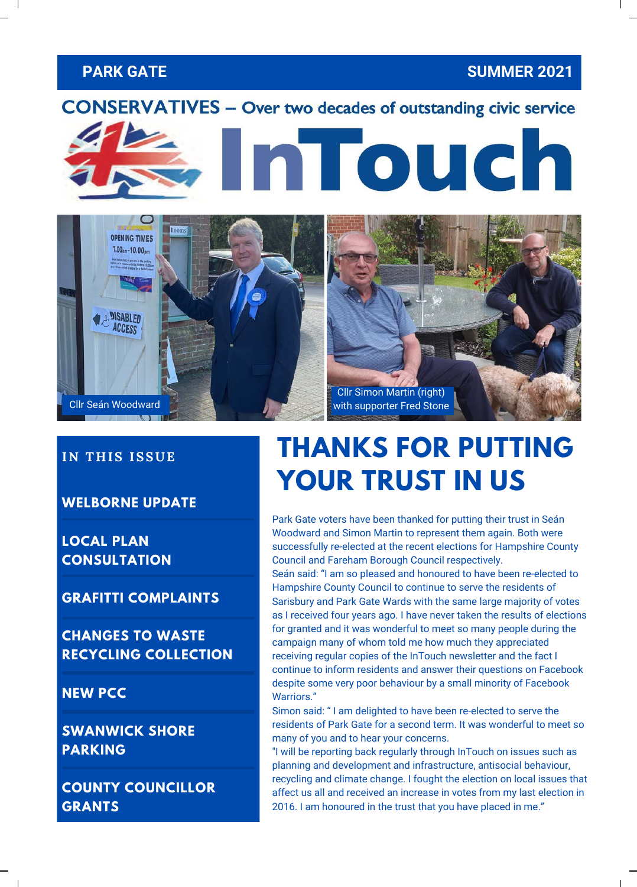**PARK GATE** **SUMMER 2021**

**CONSERVATIVES – Over two decades of outstanding civic service**

# InTouch

Cllr Seán Woodward

Cllr Simon Martin (right) with supporter Fred Stone

## IN THIS ISSUE

- **WELBORNE UPDATE**
- **LOCAL PLAN CONSULTATION**
- **GRAFITTI COMPLAINTS**
- **CHANGES TO WASTE RECYCLING COLLECTION**
- **NEW PCC**
- **SWANWICK SHORE PARKING**
- **COUNTY COUNCILLOR GRANTS**

# THANKS FOR PUTTING YOUR TRUST IN US

Park Gate voters have been thanked for putting their trust in Seán Woodward and Simon Martin to represent them again. Both were successfully re-elected at the recent elections for Hampshire County Council and Fareham Borough Council respectively.

Seán said: "I am so pleased and honoured to have been re-elected to Hampshire County Council to continue to serve the residents of Sarisbury and Park Gate Wards with the same large majority of votes as I received four years ago. I have never taken the results of elections for granted and it was wonderful to meet so many people during the campaign many of whom told me how much they appreciated receiving regular copies of the InTouch newsletter and the fact I continue to inform residents and answer their questions on Facebook despite some very poor behaviour by a small minority of Facebook Warriors."

Simon said: " I am delighted to have been re-elected to serve the residents of Park Gate for a second term. It was wonderful to meet so many of you and to hear your concerns.

"I will be reporting back regularly through InTouch on issues such as planning and development and infrastructure, antisocial behaviour, recycling and climate change. I fought the election on local issues that affect us all and received an increase in votes from my last election in 2016. I am honoured in the trust that you have placed in me."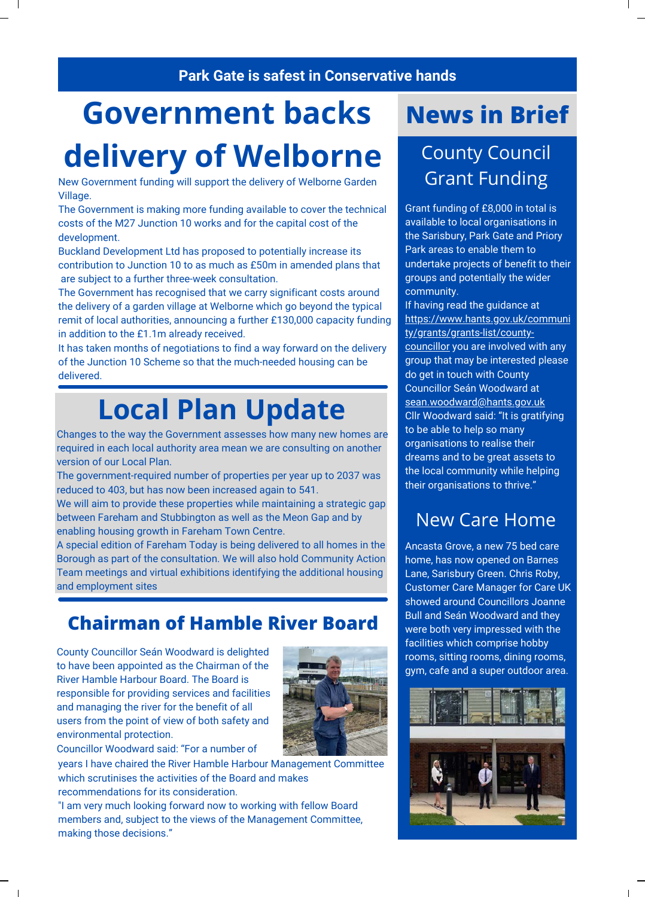**Park Gate is safest in Conservative hands**

# Government backs delivery of Welborne

New Government funding will support the delivery of Welborne Garden Village.

The Government is making more funding available to cover the technical costs of the M27 Junction 10 works and for the capital cost of the development.

Buckland Development Ltd has proposed to potentially increase its contribution to Junction 10 to as much as £50m in amended plans that are subject to a further three-week consultation.

The Government has recognised that we carry significant costs around the delivery of a garden village at Welborne which go beyond the typical remit of local authorities, announcing a further £130,000 capacity funding in addition to the £1.1m already received.

It has taken months of negotiations to find a way forward on the delivery of the Junction 10 Scheme so that the much-needed housing can be delivered.

# Local Plan Update

Changes to the way the Government assesses how many new homes are required in each local authority area mean we are consulting on another version of our Local Plan.

The government-required number of properties per year up to 2037 was reduced to 403, but has now been increased again to 541.

We will aim to provide these properties while maintaining a strategic gap between Fareham and Stubbington as well as the Meon Gap and by enabling housing growth in Fareham Town Centre.

A special edition of Fareham Today is being delivered to all homes in the Borough as part of the consultation. We will also hold Community Action Team meetings and virtual exhibitions identifying the additional housing and employment sites

## Chairman of Hamble River Board

County Councillor Seán Woodward is delighted to have been appointed as the Chairman of the River Hamble Harbour Board. The Board is responsible for providing services and facilities and managing the river for the benefit of all users from the point of view of both safety and environmental protection.

Councillor Woodward said: "For a number of years I have chaired the River Hamble Harbour Management Committee which scrutinises the activities of the Board and makes recommendations for its consideration.

"I am very much looking forward now to working with fellow Board members and, subject to the views of the Management Committee, making those decisions."

# News in Brief

## County Council Grant Funding

Grant funding of £8,000 in total is available to local organisations in the Sarisbury, Park Gate and Priory Park areas to enable them to undertake projects of benefit to their groups and potentially the wider community.

If having read the guidance at https://www.hants.gov.uk/community/grants/grants-list/county-councillor you are involved with any group that may be interested please do get in touch with County Councillor Seán Woodward at sean.woodward@hants.gov.uk

Cllr Woodward said: "It is gratifying to be able to help so many organisations to realise their dreams and to be great assets to the local community while helping their organisations to thrive."

## New Care Home

Ancasta Grove, a new 75 bed care home, has now opened on Barnes Lane, Sarisbury Green. Chris Roby, Customer Care Manager for Care UK showed around Councillors Joanne Bull and Seán Woodward and they were both very impressed with the facilities which comprise hobby rooms, sitting rooms, dining rooms, gym, cafe and a super outdoor area.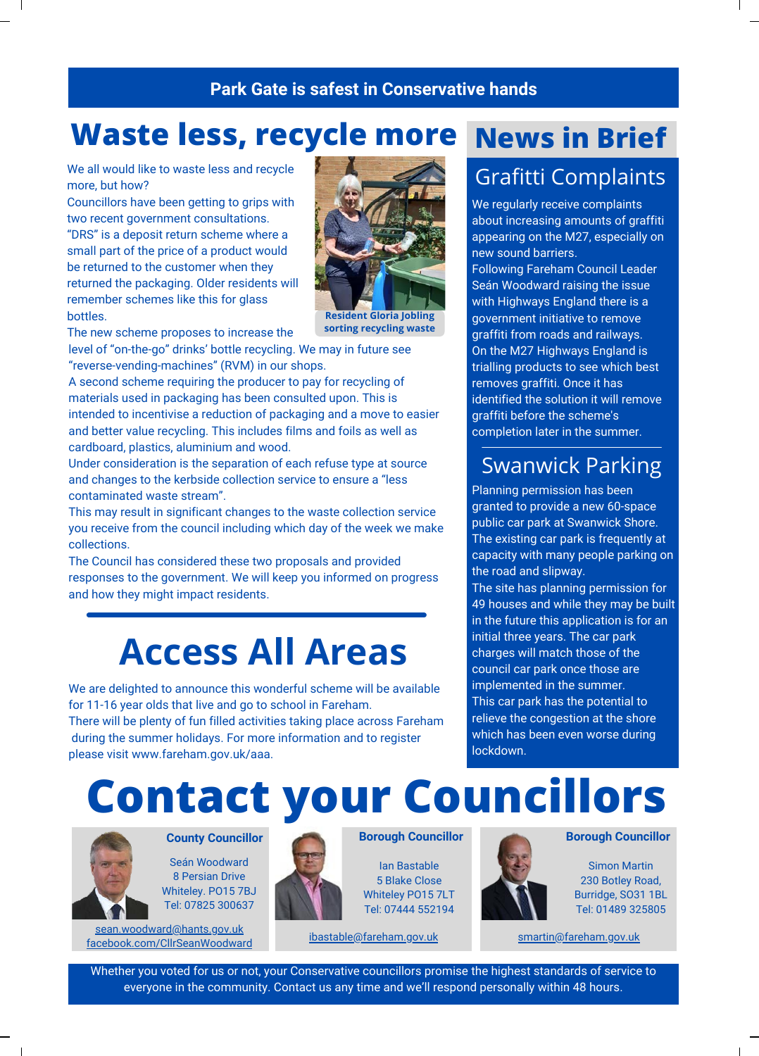**Park Gate is safest in Conservative hands**

# Waste less, recycle more

We all would like to waste less and recycle more, but how?

Councillors have been getting to grips with two recent government consultations.

"DRS" is a deposit return scheme where a small part of the price of a product would be returned to the customer when they returned the packaging. Older residents will remember schemes like this for glass bottles.

Resident Gloria Jobling sorting recycling waste

The new scheme proposes to increase the level of "on-the-go" drinks' bottle recycling. We may in future see "reverse-vending-machines" (RVM) in our shops.

A second scheme requiring the producer to pay for recycling of materials used in packaging has been consulted upon. This is intended to incentivise a reduction of packaging and a move to easier and better value recycling. This includes films and foils as well as cardboard, plastics, aluminium and wood.

Under consideration is the separation of each refuse type at source and changes to the kerbside collection service to ensure a "less contaminated waste stream".

This may result in significant changes to the waste collection service you receive from the council including which day of the week we make collections.

The Council has considered these two proposals and provided responses to the government. We will keep you informed on progress and how they might impact residents.

# Access All Areas

We are delighted to announce this wonderful scheme will be available for 11-16 year olds that live and go to school in Fareham.

There will be plenty of fun filled activities taking place across Fareham during the summer holidays. For more information and to register please visit www.fareham.gov.uk/aaa.

# News in Brief

## Grafitti Complaints

We regularly receive complaints about increasing amounts of graffiti appearing on the M27, especially on new sound barriers.

Following Fareham Council Leader Seán Woodward raising the issue with Highways England there is a government initiative to remove graffiti from roads and railways.

On the M27 Highways England is trialling products to see which best removes graffiti. Once it has identified the solution it will remove graffiti before the scheme's completion later in the summer.

## Swanwick Parking

Planning permission has been granted to provide a new 60-space public car park at Swanwick Shore. The existing car park is frequently at capacity with many people parking on the road and slipway.

The site has planning permission for 49 houses and while they may be built in the future this application is for an initial three years. The car park charges will match those of the council car park once those are implemented in the summer.

This car park has the potential to relieve the congestion at the shore which has been even worse during lockdown.

# Contact your Councillors

**County Councillor**
Seán Woodward
8 Persian Drive
Whiteley. PO15 7BJ
Tel: 07825 300637
sean.woodward@hants.gov.uk
facebook.com/CllrSeanWoodward

**Borough Councillor**
Ian Bastable
5 Blake Close
Whiteley PO15 7LT
Tel: 07444 552194
ibastable@fareham.gov.uk

**Borough Councillor**
Simon Martin
230 Botley Road,
Burridge, SO31 1BL
Tel: 01489 325805
smartin@fareham.gov.uk

Whether you voted for us or not, your Conservative councillors promise the highest standards of service to everyone in the community. Contact us any time and we'll respond personally within 48 hours.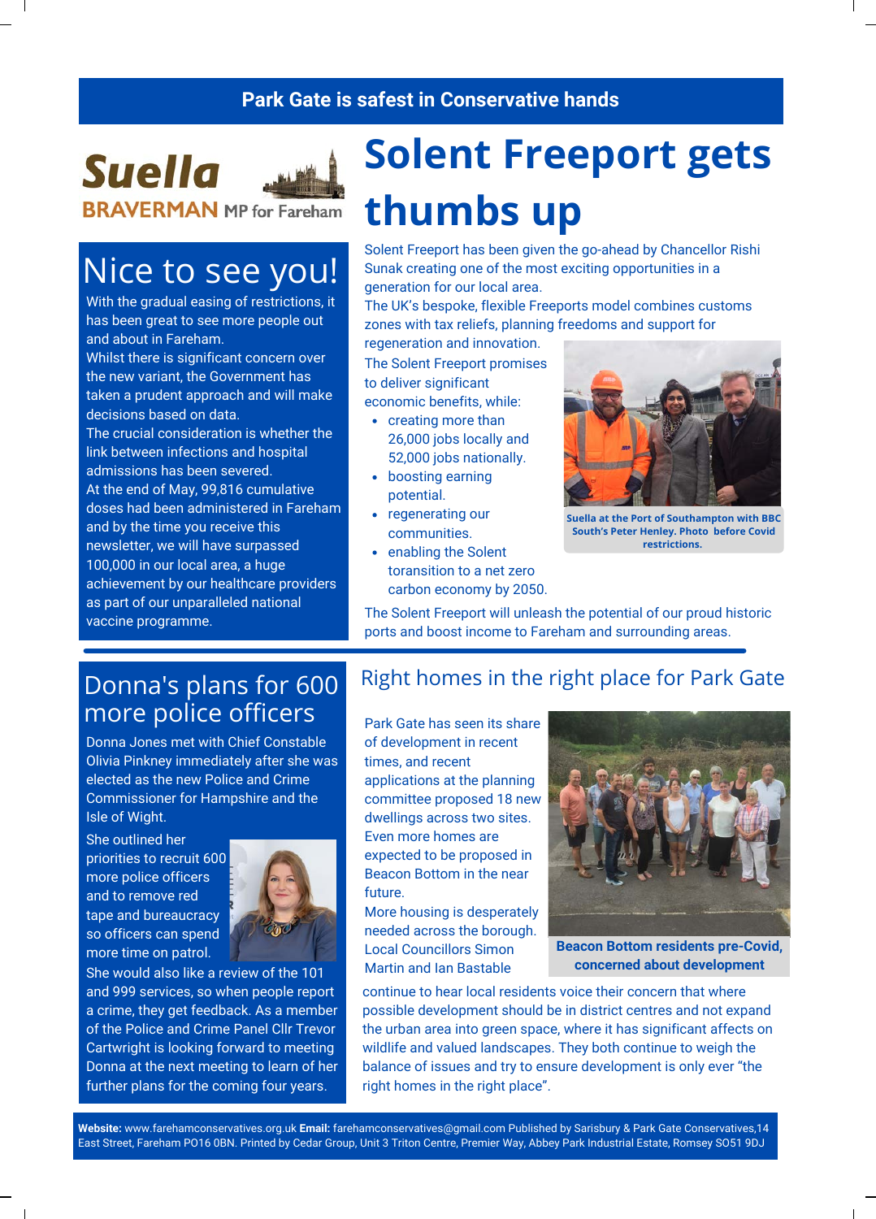**Park Gate is safest in Conservative hands**

**Suella BRAVERMAN MP for Fareham**

# Solent Freeport gets thumbs up

Solent Freeport has been given the go-ahead by Chancellor Rishi Sunak creating one of the most exciting opportunities in a generation for our local area.

The UK's bespoke, flexible Freeports model combines customs zones with tax reliefs, planning freedoms and support for regeneration and innovation.

The Solent Freeport promises to deliver significant economic benefits, while:

- creating more than 26,000 jobs locally and 52,000 jobs nationally.
- boosting earning potential.
- regenerating our communities.
- enabling the Solent toransition to a net zero carbon economy by 2050.

Suella at the Port of Southampton with BBC South's Peter Henley. Photo before Covid restrictions.

The Solent Freeport will unleash the potential of our proud historic ports and boost income to Fareham and surrounding areas.

## Nice to see you!

With the gradual easing of restrictions, it has been great to see more people out and about in Fareham.

Whilst there is significant concern over the new variant, the Government has taken a prudent approach and will make decisions based on data.

The crucial consideration is whether the link between infections and hospital admissions has been severed.

At the end of May, 99,816 cumulative doses had been administered in Fareham and by the time you receive this newsletter, we will have surpassed 100,000 in our local area, a huge achievement by our healthcare providers as part of our unparalleled national vaccine programme.

## Donna's plans for 600 more police officers

Donna Jones met with Chief Constable Olivia Pinkney immediately after she was elected as the new Police and Crime Commissioner for Hampshire and the Isle of Wight.

She outlined her priorities to recruit 600 more police officers and to remove red tape and bureaucracy so officers can spend more time on patrol.

She would also like a review of the 101 and 999 services, so when people report a crime, they get feedback. As a member of the Police and Crime Panel Cllr Trevor Cartwright is looking forward to meeting Donna at the next meeting to learn of her further plans for the coming four years.

## Right homes in the right place for Park Gate

Park Gate has seen its share of development in recent times, and recent applications at the planning committee proposed 18 new dwellings across two sites. Even more homes are expected to be proposed in Beacon Bottom in the near future.

More housing is desperately needed across the borough. Local Councillors Simon Martin and Ian Bastable continue to hear local residents voice their concern that where possible development should be in district centres and not expand the urban area into green space, where it has significant affects on wildlife and valued landscapes. They both continue to weigh the balance of issues and try to ensure development is only ever "the right homes in the right place".

**Beacon Bottom residents pre-Covid, concerned about development**

**Website:** www.farehamconservatives.org.uk **Email:** farehamconservatives@gmail.com Published by Sarisbury & Park Gate Conservatives,14 East Street, Fareham PO16 0BN. Printed by Cedar Group, Unit 3 Triton Centre, Premier Way, Abbey Park Industrial Estate, Romsey SO51 9DJ